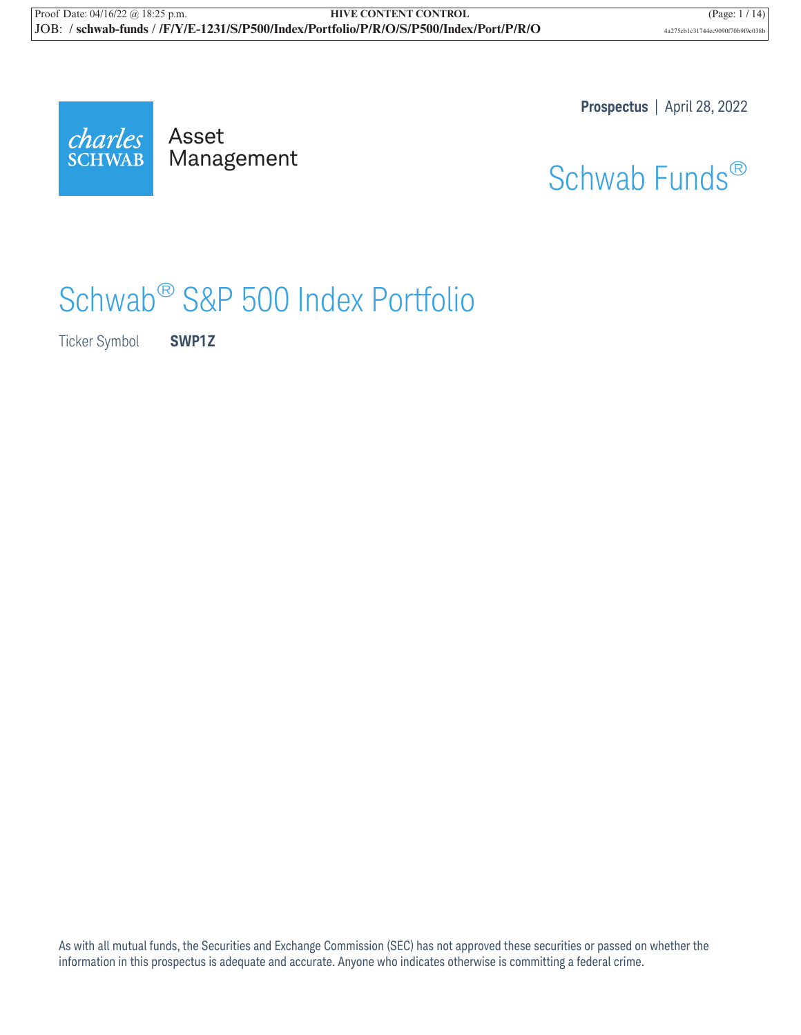charles SCHWAB Asset Management

**Prospectus** | April 28, 2022

Schwab Funds®

# Schwab® S&P 500 Index Portfolio

Ticker Symbol **SWP1Z**

As with all mutual funds, the Securities and Exchange Commission (SEC) has not approved these securities or passed on whether the information in this prospectus is adequate and accurate. Anyone who indicates otherwise is committing a federal crime.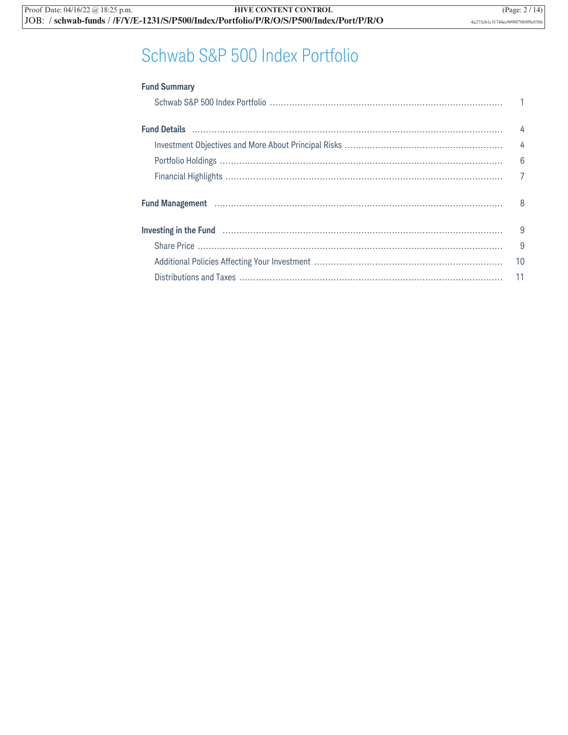# Schwab S&P 500 Index Portfolio

| | |
|---|---|
| **Fund Summary** | |
| Schwab S&P 500 Index Portfolio | 1 |
| **Fund Details** | 4 |
| Investment Objectives and More About Principal Risks | 4 |
| Portfolio Holdings | 6 |
| Financial Highlights | 7 |
| **Fund Management** | 8 |
| **Investing in the Fund** | 9 |
| Share Price | 9 |
| Additional Policies Affecting Your Investment | 10 |
| Distributions and Taxes | 11 |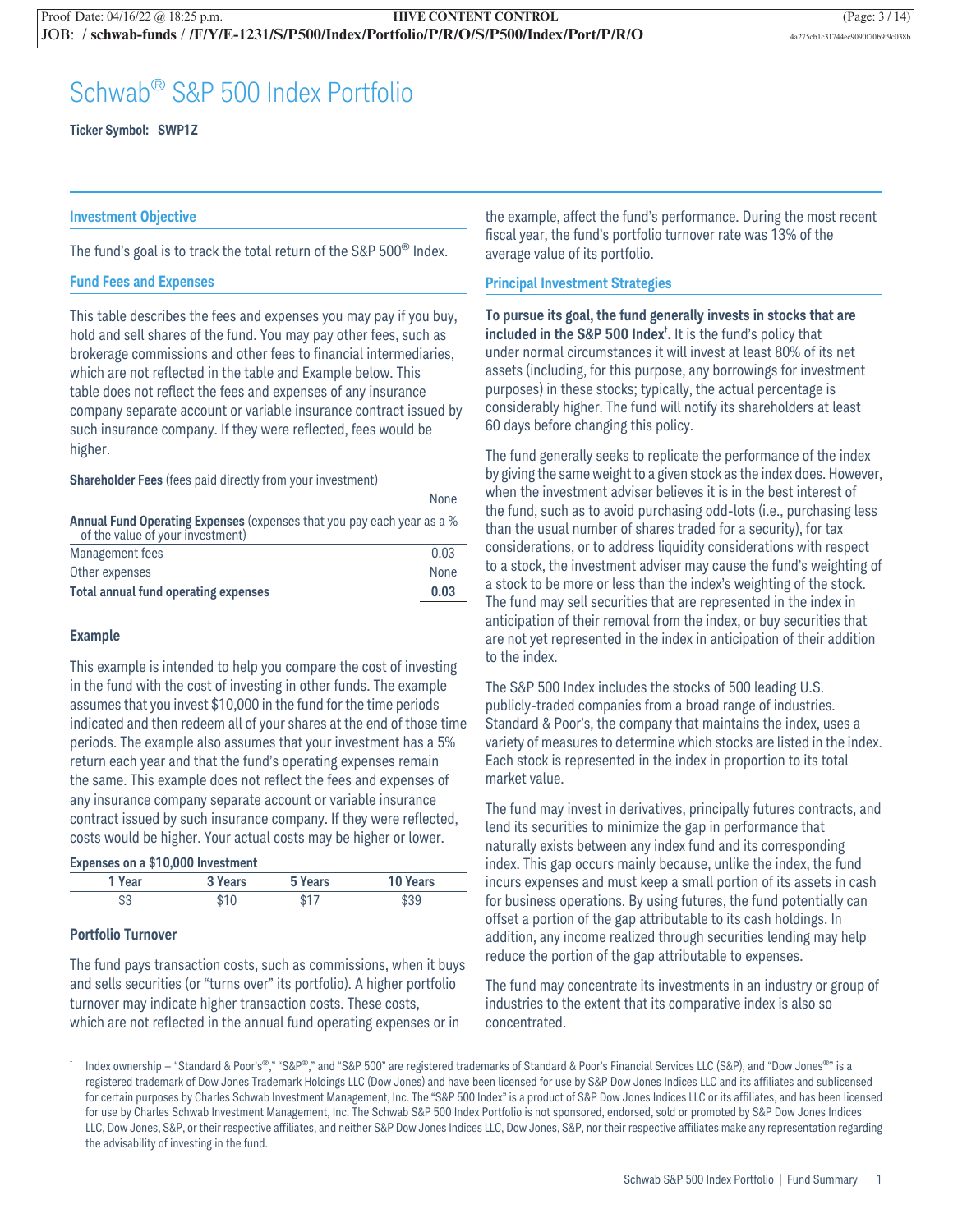# Schwab® S&P 500 Index Portfolio

**Ticker Symbol: SWP1Z**

## Investment Objective

The fund's goal is to track the total return of the S&P 500® Index.

## Fund Fees and Expenses

This table describes the fees and expenses you may pay if you buy, hold and sell shares of the fund. You may pay other fees, such as brokerage commissions and other fees to financial intermediaries, which are not reflected in the table and Example below. This table does not reflect the fees and expenses of any insurance company separate account or variable insurance contract issued by such insurance company. If they were reflected, fees would be higher.

| **Shareholder Fees** (fees paid directly from your investment) | |
|---|---|
| | None |
| **Annual Fund Operating Expenses** (expenses that you pay each year as a % of the value of your investment) | |
| Management fees | 0.03 |
| Other expenses | None |
| **Total annual fund operating expenses** | **0.03** |

### Example

This example is intended to help you compare the cost of investing in the fund with the cost of investing in other funds. The example assumes that you invest $10,000 in the fund for the time periods indicated and then redeem all of your shares at the end of those time periods. The example also assumes that your investment has a 5% return each year and that the fund's operating expenses remain the same. This example does not reflect the fees and expenses of any insurance company separate account or variable insurance contract issued by such insurance company. If they were reflected, costs would be higher. Your actual costs may be higher or lower.

**Expenses on a $10,000 Investment**

| 1 Year | 3 Years | 5 Years | 10 Years |
|---|---|---|---|
| $3 | $10 | $17 | $39 |

### Portfolio Turnover

The fund pays transaction costs, such as commissions, when it buys and sells securities (or "turns over" its portfolio). A higher portfolio turnover may indicate higher transaction costs. These costs, which are not reflected in the annual fund operating expenses or in the example, affect the fund's performance. During the most recent fiscal year, the fund's portfolio turnover rate was 13% of the average value of its portfolio.

## Principal Investment Strategies

**To pursue its goal, the fund generally invests in stocks that are included in the S&P 500 Index†.** It is the fund's policy that under normal circumstances it will invest at least 80% of its net assets (including, for this purpose, any borrowings for investment purposes) in these stocks; typically, the actual percentage is considerably higher. The fund will notify its shareholders at least 60 days before changing this policy.

The fund generally seeks to replicate the performance of the index by giving the same weight to a given stock as the index does. However, when the investment adviser believes it is in the best interest of the fund, such as to avoid purchasing odd-lots (i.e., purchasing less than the usual number of shares traded for a security), for tax considerations, or to address liquidity considerations with respect to a stock, the investment adviser may cause the fund's weighting of a stock to be more or less than the index's weighting of the stock. The fund may sell securities that are represented in the index in anticipation of their removal from the index, or buy securities that are not yet represented in the index in anticipation of their addition to the index.

The S&P 500 Index includes the stocks of 500 leading U.S. publicly-traded companies from a broad range of industries. Standard & Poor's, the company that maintains the index, uses a variety of measures to determine which stocks are listed in the index. Each stock is represented in the index in proportion to its total market value.

The fund may invest in derivatives, principally futures contracts, and lend its securities to minimize the gap in performance that naturally exists between any index fund and its corresponding index. This gap occurs mainly because, unlike the index, the fund incurs expenses and must keep a small portion of its assets in cash for business operations. By using futures, the fund potentially can offset a portion of the gap attributable to its cash holdings. In addition, any income realized through securities lending may help reduce the portion of the gap attributable to expenses.

The fund may concentrate its investments in an industry or group of industries to the extent that its comparative index is also so concentrated.

† Index ownership – "Standard & Poor's®," "S&P®," and "S&P 500" are registered trademarks of Standard & Poor's Financial Services LLC (S&P), and "Dow Jones®" is a registered trademark of Dow Jones Trademark Holdings LLC (Dow Jones) and have been licensed for use by S&P Dow Jones Indices LLC and its affiliates and sublicensed for certain purposes by Charles Schwab Investment Management, Inc. The "S&P 500 Index" is a product of S&P Dow Jones Indices LLC or its affiliates, and has been licensed for use by Charles Schwab Investment Management, Inc. The Schwab S&P 500 Index Portfolio is not sponsored, endorsed, sold or promoted by S&P Dow Jones Indices LLC, Dow Jones, S&P, or their respective affiliates, and neither S&P Dow Jones Indices LLC, Dow Jones, S&P, nor their respective affiliates make any representation regarding the advisability of investing in the fund.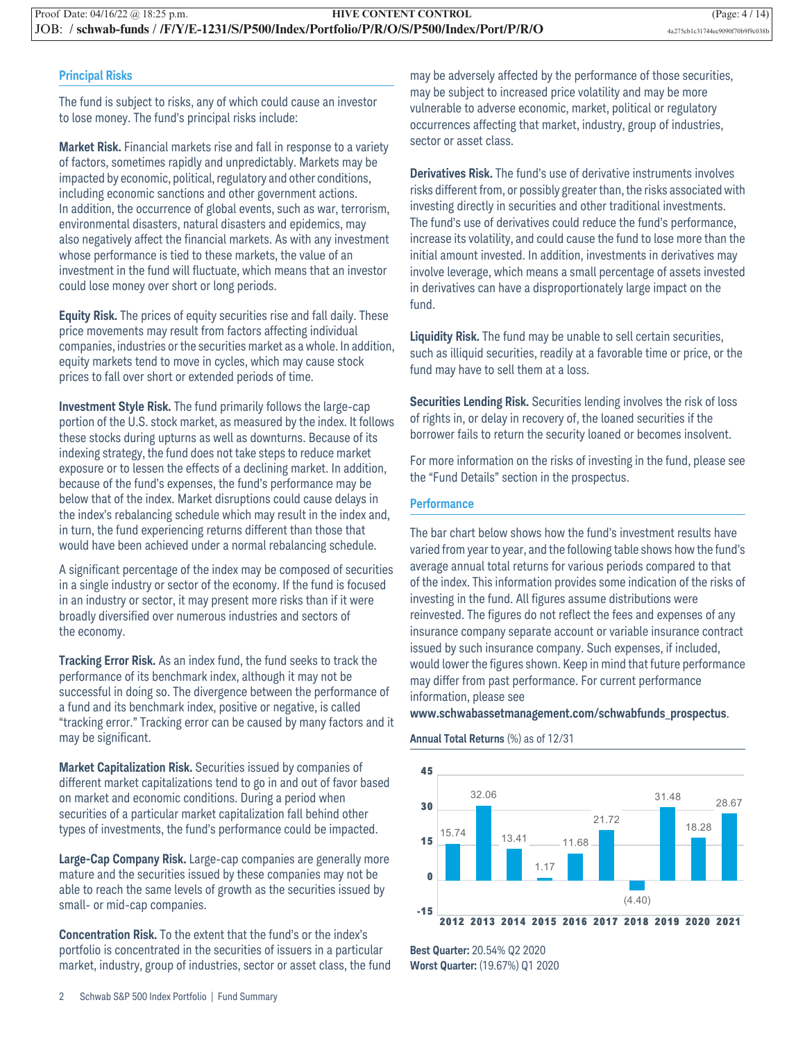## Principal Risks

The fund is subject to risks, any of which could cause an investor to lose money. The fund's principal risks include:

**Market Risk.** Financial markets rise and fall in response to a variety of factors, sometimes rapidly and unpredictably. Markets may be impacted by economic, political, regulatory and other conditions, including economic sanctions and other government actions. In addition, the occurrence of global events, such as war, terrorism, environmental disasters, natural disasters and epidemics, may also negatively affect the financial markets. As with any investment whose performance is tied to these markets, the value of an investment in the fund will fluctuate, which means that an investor could lose money over short or long periods.

**Equity Risk.** The prices of equity securities rise and fall daily. These price movements may result from factors affecting individual companies, industries or the securities market as a whole. In addition, equity markets tend to move in cycles, which may cause stock prices to fall over short or extended periods of time.

**Investment Style Risk.** The fund primarily follows the large-cap portion of the U.S. stock market, as measured by the index. It follows these stocks during upturns as well as downturns. Because of its indexing strategy, the fund does not take steps to reduce market exposure or to lessen the effects of a declining market. In addition, because of the fund's expenses, the fund's performance may be below that of the index. Market disruptions could cause delays in the index's rebalancing schedule which may result in the index and, in turn, the fund experiencing returns different than those that would have been achieved under a normal rebalancing schedule.

A significant percentage of the index may be composed of securities in a single industry or sector of the economy. If the fund is focused in an industry or sector, it may present more risks than if it were broadly diversified over numerous industries and sectors of the economy.

**Tracking Error Risk.** As an index fund, the fund seeks to track the performance of its benchmark index, although it may not be successful in doing so. The divergence between the performance of a fund and its benchmark index, positive or negative, is called "tracking error." Tracking error can be caused by many factors and it may be significant.

**Market Capitalization Risk.** Securities issued by companies of different market capitalizations tend to go in and out of favor based on market and economic conditions. During a period when securities of a particular market capitalization fall behind other types of investments, the fund's performance could be impacted.

**Large-Cap Company Risk.** Large-cap companies are generally more mature and the securities issued by these companies may not be able to reach the same levels of growth as the securities issued by small- or mid-cap companies.

**Concentration Risk.** To the extent that the fund's or the index's portfolio is concentrated in the securities of issuers in a particular market, industry, group of industries, sector or asset class, the fund may be adversely affected by the performance of those securities, may be subject to increased price volatility and may be more vulnerable to adverse economic, market, political or regulatory occurrences affecting that market, industry, group of industries, sector or asset class.

**Derivatives Risk.** The fund's use of derivative instruments involves risks different from, or possibly greater than, the risks associated with investing directly in securities and other traditional investments. The fund's use of derivatives could reduce the fund's performance, increase its volatility, and could cause the fund to lose more than the initial amount invested. In addition, investments in derivatives may involve leverage, which means a small percentage of assets invested in derivatives can have a disproportionately large impact on the fund.

**Liquidity Risk.** The fund may be unable to sell certain securities, such as illiquid securities, readily at a favorable time or price, or the fund may have to sell them at a loss.

**Securities Lending Risk.** Securities lending involves the risk of loss of rights in, or delay in recovery of, the loaned securities if the borrower fails to return the security loaned or becomes insolvent.

For more information on the risks of investing in the fund, please see the "Fund Details" section in the prospectus.

## Performance

The bar chart below shows how the fund's investment results have varied from year to year, and the following table shows how the fund's average annual total returns for various periods compared to that of the index. This information provides some indication of the risks of investing in the fund. All figures assume distributions were reinvested. The figures do not reflect the fees and expenses of any insurance company separate account or variable insurance contract issued by such insurance company. Such expenses, if included, would lower the figures shown. Keep in mind that future performance may differ from past performance. For current performance information, please see **www.schwabassetmanagement.com/schwabfunds_prospectus**.

**Annual Total Returns** (%) as of 12/31

| 2012 | 2013 | 2014 | 2015 | 2016 | 2017 | 2018 | 2019 | 2020 | 2021 |
|---|---|---|---|---|---|---|---|---|---|
| 15.74 | 32.06 | 13.41 | 1.17 | 11.68 | 21.72 | (4.40) | 31.48 | 18.28 | 28.67 |

**Best Quarter:** 20.54% Q2 2020
**Worst Quarter:** (19.67%) Q1 2020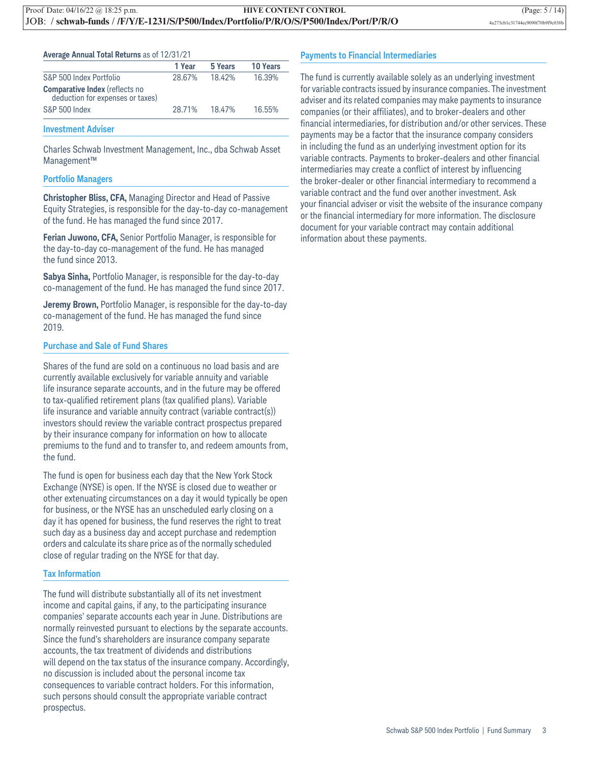**Average Annual Total Returns** as of 12/31/21

| | 1 Year | 5 Years | 10 Years |
|---|---|---|---|
| S&P 500 Index Portfolio | 28.67% | 18.42% | 16.39% |
| **Comparative Index** (reflects no deduction for expenses or taxes) | | | |
| S&P 500 Index | 28.71% | 18.47% | 16.55% |

## Investment Adviser

Charles Schwab Investment Management, Inc., dba Schwab Asset Management™

## Portfolio Managers

**Christopher Bliss, CFA,** Managing Director and Head of Passive Equity Strategies, is responsible for the day-to-day co-management of the fund. He has managed the fund since 2017.

**Ferian Juwono, CFA,** Senior Portfolio Manager, is responsible for the day-to-day co-management of the fund. He has managed the fund since 2013.

**Sabya Sinha,** Portfolio Manager, is responsible for the day-to-day co-management of the fund. He has managed the fund since 2017.

**Jeremy Brown,** Portfolio Manager, is responsible for the day-to-day co-management of the fund. He has managed the fund since 2019.

## Purchase and Sale of Fund Shares

Shares of the fund are sold on a continuous no load basis and are currently available exclusively for variable annuity and variable life insurance separate accounts, and in the future may be offered to tax-qualified retirement plans (tax qualified plans). Variable life insurance and variable annuity contract (variable contract(s)) investors should review the variable contract prospectus prepared by their insurance company for information on how to allocate premiums to the fund and to transfer to, and redeem amounts from, the fund.

The fund is open for business each day that the New York Stock Exchange (NYSE) is open. If the NYSE is closed due to weather or other extenuating circumstances on a day it would typically be open for business, or the NYSE has an unscheduled early closing on a day it has opened for business, the fund reserves the right to treat such day as a business day and accept purchase and redemption orders and calculate its share price as of the normally scheduled close of regular trading on the NYSE for that day.

## Tax Information

The fund will distribute substantially all of its net investment income and capital gains, if any, to the participating insurance companies' separate accounts each year in June. Distributions are normally reinvested pursuant to elections by the separate accounts. Since the fund's shareholders are insurance company separate accounts, the tax treatment of dividends and distributions will depend on the tax status of the insurance company. Accordingly, no discussion is included about the personal income tax consequences to variable contract holders. For this information, such persons should consult the appropriate variable contract prospectus.

## Payments to Financial Intermediaries

The fund is currently available solely as an underlying investment for variable contracts issued by insurance companies. The investment adviser and its related companies may make payments to insurance companies (or their affiliates), and to broker-dealers and other financial intermediaries, for distribution and/or other services. These payments may be a factor that the insurance company considers in including the fund as an underlying investment option for its variable contracts. Payments to broker-dealers and other financial intermediaries may create a conflict of interest by influencing the broker-dealer or other financial intermediary to recommend a variable contract and the fund over another investment. Ask your financial adviser or visit the website of the insurance company or the financial intermediary for more information. The disclosure document for your variable contract may contain additional information about these payments.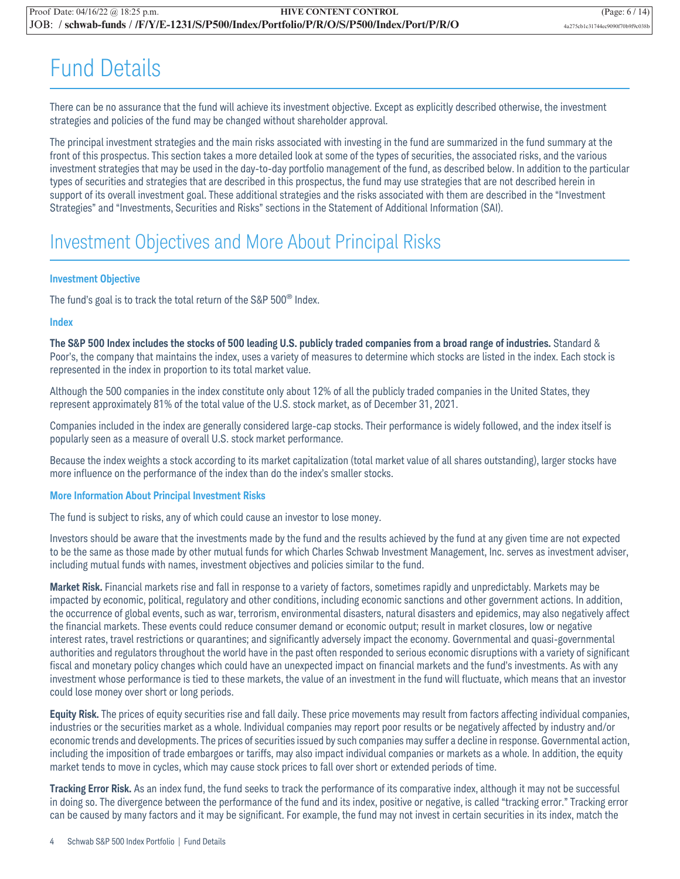# Fund Details

There can be no assurance that the fund will achieve its investment objective. Except as explicitly described otherwise, the investment strategies and policies of the fund may be changed without shareholder approval.

The principal investment strategies and the main risks associated with investing in the fund are summarized in the fund summary at the front of this prospectus. This section takes a more detailed look at some of the types of securities, the associated risks, and the various investment strategies that may be used in the day-to-day portfolio management of the fund, as described below. In addition to the particular types of securities and strategies that are described in this prospectus, the fund may use strategies that are not described herein in support of its overall investment goal. These additional strategies and the risks associated with them are described in the "Investment Strategies" and "Investments, Securities and Risks" sections in the Statement of Additional Information (SAI).

# Investment Objectives and More About Principal Risks

### Investment Objective

The fund's goal is to track the total return of the S&P 500® Index.

### Index

**The S&P 500 Index includes the stocks of 500 leading U.S. publicly traded companies from a broad range of industries.** Standard & Poor's, the company that maintains the index, uses a variety of measures to determine which stocks are listed in the index. Each stock is represented in the index in proportion to its total market value.

Although the 500 companies in the index constitute only about 12% of all the publicly traded companies in the United States, they represent approximately 81% of the total value of the U.S. stock market, as of December 31, 2021.

Companies included in the index are generally considered large-cap stocks. Their performance is widely followed, and the index itself is popularly seen as a measure of overall U.S. stock market performance.

Because the index weights a stock according to its market capitalization (total market value of all shares outstanding), larger stocks have more influence on the performance of the index than do the index's smaller stocks.

### More Information About Principal Investment Risks

The fund is subject to risks, any of which could cause an investor to lose money.

Investors should be aware that the investments made by the fund and the results achieved by the fund at any given time are not expected to be the same as those made by other mutual funds for which Charles Schwab Investment Management, Inc. serves as investment adviser, including mutual funds with names, investment objectives and policies similar to the fund.

**Market Risk.** Financial markets rise and fall in response to a variety of factors, sometimes rapidly and unpredictably. Markets may be impacted by economic, political, regulatory and other conditions, including economic sanctions and other government actions. In addition, the occurrence of global events, such as war, terrorism, environmental disasters, natural disasters and epidemics, may also negatively affect the financial markets. These events could reduce consumer demand or economic output; result in market closures, low or negative interest rates, travel restrictions or quarantines; and significantly adversely impact the economy. Governmental and quasi-governmental authorities and regulators throughout the world have in the past often responded to serious economic disruptions with a variety of significant fiscal and monetary policy changes which could have an unexpected impact on financial markets and the fund's investments. As with any investment whose performance is tied to these markets, the value of an investment in the fund will fluctuate, which means that an investor could lose money over short or long periods.

**Equity Risk.** The prices of equity securities rise and fall daily. These price movements may result from factors affecting individual companies, industries or the securities market as a whole. Individual companies may report poor results or be negatively affected by industry and/or economic trends and developments. The prices of securities issued by such companies may suffer a decline in response. Governmental action, including the imposition of trade embargoes or tariffs, may also impact individual companies or markets as a whole. In addition, the equity market tends to move in cycles, which may cause stock prices to fall over short or extended periods of time.

**Tracking Error Risk.** As an index fund, the fund seeks to track the performance of its comparative index, although it may not be successful in doing so. The divergence between the performance of the fund and its index, positive or negative, is called "tracking error." Tracking error can be caused by many factors and it may be significant. For example, the fund may not invest in certain securities in its index, match the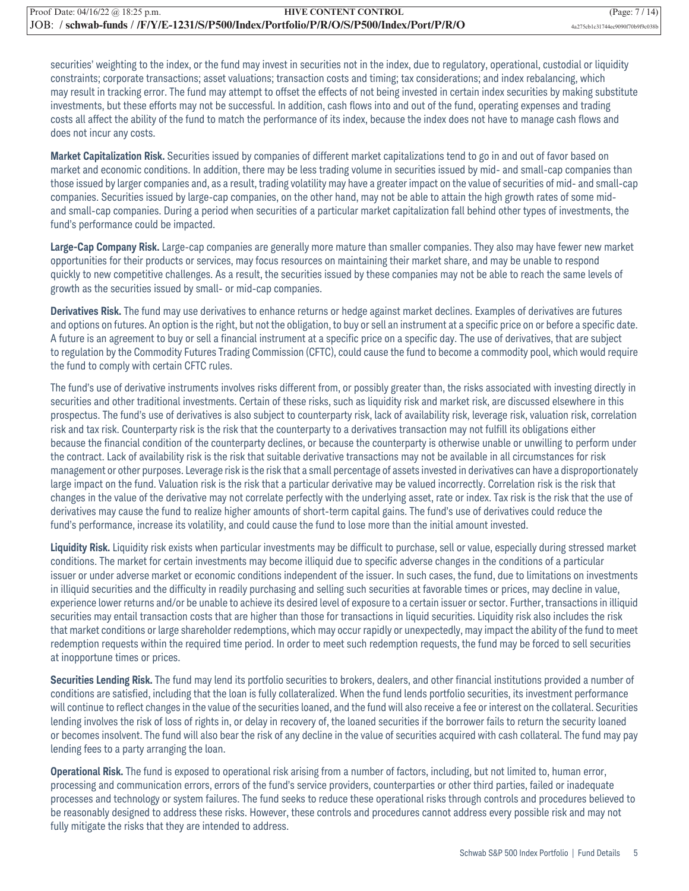securities' weighting to the index, or the fund may invest in securities not in the index, due to regulatory, operational, custodial or liquidity constraints; corporate transactions; asset valuations; transaction costs and timing; tax considerations; and index rebalancing, which may result in tracking error. The fund may attempt to offset the effects of not being invested in certain index securities by making substitute investments, but these efforts may not be successful. In addition, cash flows into and out of the fund, operating expenses and trading costs all affect the ability of the fund to match the performance of its index, because the index does not have to manage cash flows and does not incur any costs.

**Market Capitalization Risk.** Securities issued by companies of different market capitalizations tend to go in and out of favor based on market and economic conditions. In addition, there may be less trading volume in securities issued by mid- and small-cap companies than those issued by larger companies and, as a result, trading volatility may have a greater impact on the value of securities of mid- and small-cap companies. Securities issued by large-cap companies, on the other hand, may not be able to attain the high growth rates of some mid- and small-cap companies. During a period when securities of a particular market capitalization fall behind other types of investments, the fund's performance could be impacted.

**Large-Cap Company Risk.** Large-cap companies are generally more mature than smaller companies. They also may have fewer new market opportunities for their products or services, may focus resources on maintaining their market share, and may be unable to respond quickly to new competitive challenges. As a result, the securities issued by these companies may not be able to reach the same levels of growth as the securities issued by small- or mid-cap companies.

**Derivatives Risk.** The fund may use derivatives to enhance returns or hedge against market declines. Examples of derivatives are futures and options on futures. An option is the right, but not the obligation, to buy or sell an instrument at a specific price on or before a specific date. A future is an agreement to buy or sell a financial instrument at a specific price on a specific day. The use of derivatives, that are subject to regulation by the Commodity Futures Trading Commission (CFTC), could cause the fund to become a commodity pool, which would require the fund to comply with certain CFTC rules.

The fund's use of derivative instruments involves risks different from, or possibly greater than, the risks associated with investing directly in securities and other traditional investments. Certain of these risks, such as liquidity risk and market risk, are discussed elsewhere in this prospectus. The fund's use of derivatives is also subject to counterparty risk, lack of availability risk, leverage risk, valuation risk, correlation risk and tax risk. Counterparty risk is the risk that the counterparty to a derivatives transaction may not fulfill its obligations either because the financial condition of the counterparty declines, or because the counterparty is otherwise unable or unwilling to perform under the contract. Lack of availability risk is the risk that suitable derivative transactions may not be available in all circumstances for risk management or other purposes. Leverage risk is the risk that a small percentage of assets invested in derivatives can have a disproportionately large impact on the fund. Valuation risk is the risk that a particular derivative may be valued incorrectly. Correlation risk is the risk that changes in the value of the derivative may not correlate perfectly with the underlying asset, rate or index. Tax risk is the risk that the use of derivatives may cause the fund to realize higher amounts of short-term capital gains. The fund's use of derivatives could reduce the fund's performance, increase its volatility, and could cause the fund to lose more than the initial amount invested.

**Liquidity Risk.** Liquidity risk exists when particular investments may be difficult to purchase, sell or value, especially during stressed market conditions. The market for certain investments may become illiquid due to specific adverse changes in the conditions of a particular issuer or under adverse market or economic conditions independent of the issuer. In such cases, the fund, due to limitations on investments in illiquid securities and the difficulty in readily purchasing and selling such securities at favorable times or prices, may decline in value, experience lower returns and/or be unable to achieve its desired level of exposure to a certain issuer or sector. Further, transactions in illiquid securities may entail transaction costs that are higher than those for transactions in liquid securities. Liquidity risk also includes the risk that market conditions or large shareholder redemptions, which may occur rapidly or unexpectedly, may impact the ability of the fund to meet redemption requests within the required time period. In order to meet such redemption requests, the fund may be forced to sell securities at inopportune times or prices.

**Securities Lending Risk.** The fund may lend its portfolio securities to brokers, dealers, and other financial institutions provided a number of conditions are satisfied, including that the loan is fully collateralized. When the fund lends portfolio securities, its investment performance will continue to reflect changes in the value of the securities loaned, and the fund will also receive a fee or interest on the collateral. Securities lending involves the risk of loss of rights in, or delay in recovery of, the loaned securities if the borrower fails to return the security loaned or becomes insolvent. The fund will also bear the risk of any decline in the value of securities acquired with cash collateral. The fund may pay lending fees to a party arranging the loan.

**Operational Risk.** The fund is exposed to operational risk arising from a number of factors, including, but not limited to, human error, processing and communication errors, errors of the fund's service providers, counterparties or other third parties, failed or inadequate processes and technology or system failures. The fund seeks to reduce these operational risks through controls and procedures believed to be reasonably designed to address these risks. However, these controls and procedures cannot address every possible risk and may not fully mitigate the risks that they are intended to address.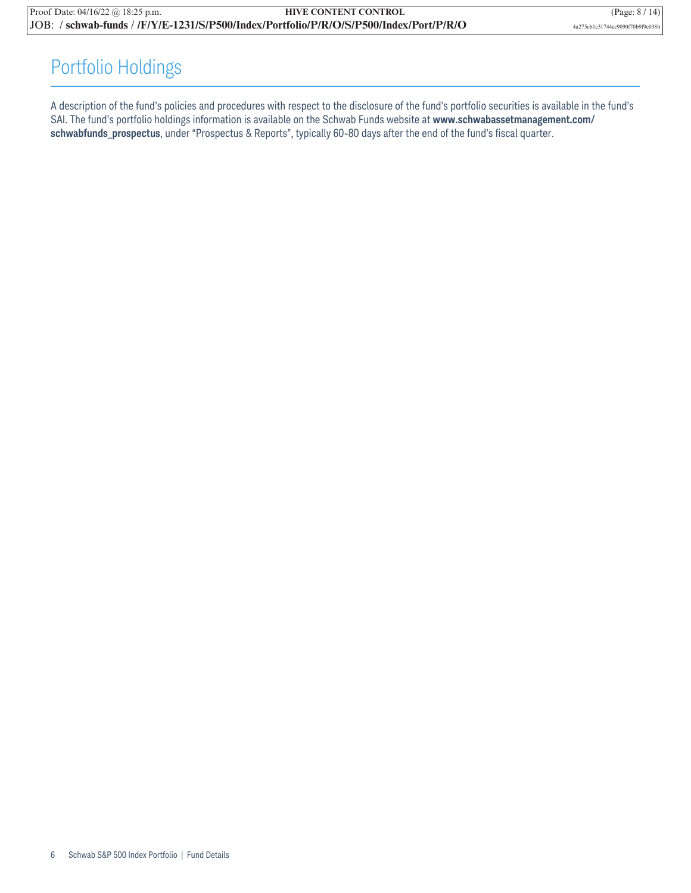# Portfolio Holdings

A description of the fund's policies and procedures with respect to the disclosure of the fund's portfolio securities is available in the fund's SAI. The fund's portfolio holdings information is available on the Schwab Funds website at **www.schwabassetmanagement.com/schwabfunds_prospectus**, under "Prospectus & Reports", typically 60-80 days after the end of the fund's fiscal quarter.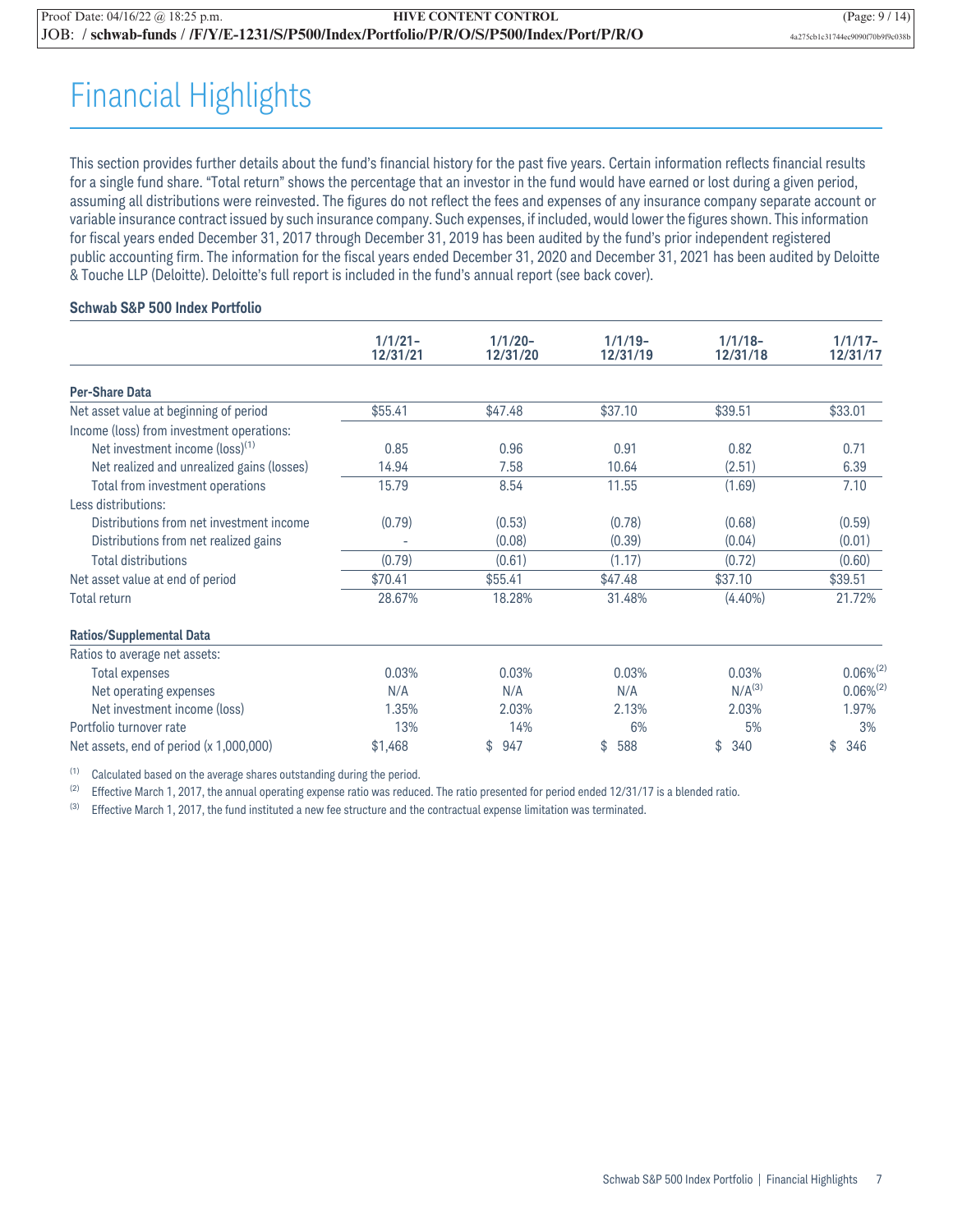# Financial Highlights

This section provides further details about the fund's financial history for the past five years. Certain information reflects financial results for a single fund share. "Total return" shows the percentage that an investor in the fund would have earned or lost during a given period, assuming all distributions were reinvested. The figures do not reflect the fees and expenses of any insurance company separate account or variable insurance contract issued by such insurance company. Such expenses, if included, would lower the figures shown. This information for fiscal years ended December 31, 2017 through December 31, 2019 has been audited by the fund's prior independent registered public accounting firm. The information for the fiscal years ended December 31, 2020 and December 31, 2021 has been audited by Deloitte & Touche LLP (Deloitte). Deloitte's full report is included in the fund's annual report (see back cover).

**Schwab S&P 500 Index Portfolio**

| | 1/1/21–12/31/21 | 1/1/20–12/31/20 | 1/1/19–12/31/19 | 1/1/18–12/31/18 | 1/1/17–12/31/17 |
|---|---|---|---|---|---|
| **Per-Share Data** | | | | | |
| Net asset value at beginning of period | $55.41 | $47.48 | $37.10 | $39.51 | $33.01 |
| Income (loss) from investment operations: | | | | | |
| Net investment income (loss)[1] | 0.85 | 0.96 | 0.91 | 0.82 | 0.71 |
| Net realized and unrealized gains (losses) | 14.94 | 7.58 | 10.64 | (2.51) | 6.39 |
| Total from investment operations | 15.79 | 8.54 | 11.55 | (1.69) | 7.10 |
| Less distributions: | | | | | |
| Distributions from net investment income | (0.79) | (0.53) | (0.78) | (0.68) | (0.59) |
| Distributions from net realized gains | - | (0.08) | (0.39) | (0.04) | (0.01) |
| Total distributions | (0.79) | (0.61) | (1.17) | (0.72) | (0.60) |
| Net asset value at end of period | $70.41 | $55.41 | $47.48 | $37.10 | $39.51 |
| Total return | 28.67% | 18.28% | 31.48% | (4.40%) | 21.72% |
| **Ratios/Supplemental Data** | | | | | |
| Ratios to average net assets: | | | | | |
| Total expenses | 0.03% | 0.03% | 0.03% | 0.03% | 0.06%[2] |
| Net operating expenses | N/A | N/A | N/A | N/A[3] | 0.06%[2] |
| Net investment income (loss) | 1.35% | 2.03% | 2.13% | 2.03% | 1.97% |
| Portfolio turnover rate | 13% | 14% | 6% | 5% | 3% |
| Net assets, end of period (x 1,000,000) | $1,468 | $ 947 | $ 588 | $ 340 | $ 346 |

[1] Calculated based on the average shares outstanding during the period.

[2] Effective March 1, 2017, the annual operating expense ratio was reduced. The ratio presented for period ended 12/31/17 is a blended ratio.

[3] Effective March 1, 2017, the fund instituted a new fee structure and the contractual expense limitation was terminated.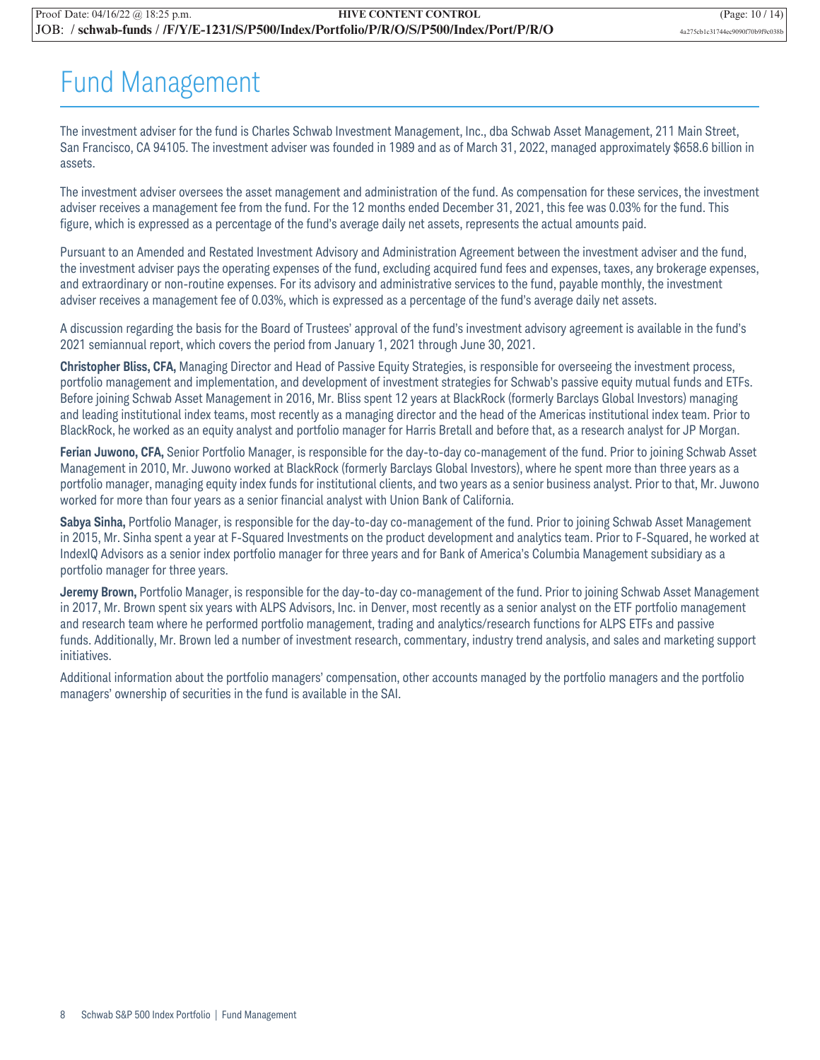# Fund Management

The investment adviser for the fund is Charles Schwab Investment Management, Inc., dba Schwab Asset Management, 211 Main Street, San Francisco, CA 94105. The investment adviser was founded in 1989 and as of March 31, 2022, managed approximately $658.6 billion in assets.

The investment adviser oversees the asset management and administration of the fund. As compensation for these services, the investment adviser receives a management fee from the fund. For the 12 months ended December 31, 2021, this fee was 0.03% for the fund. This figure, which is expressed as a percentage of the fund's average daily net assets, represents the actual amounts paid.

Pursuant to an Amended and Restated Investment Advisory and Administration Agreement between the investment adviser and the fund, the investment adviser pays the operating expenses of the fund, excluding acquired fund fees and expenses, taxes, any brokerage expenses, and extraordinary or non-routine expenses. For its advisory and administrative services to the fund, payable monthly, the investment adviser receives a management fee of 0.03%, which is expressed as a percentage of the fund's average daily net assets.

A discussion regarding the basis for the Board of Trustees' approval of the fund's investment advisory agreement is available in the fund's 2021 semiannual report, which covers the period from January 1, 2021 through June 30, 2021.

**Christopher Bliss, CFA,** Managing Director and Head of Passive Equity Strategies, is responsible for overseeing the investment process, portfolio management and implementation, and development of investment strategies for Schwab's passive equity mutual funds and ETFs. Before joining Schwab Asset Management in 2016, Mr. Bliss spent 12 years at BlackRock (formerly Barclays Global Investors) managing and leading institutional index teams, most recently as a managing director and the head of the Americas institutional index team. Prior to BlackRock, he worked as an equity analyst and portfolio manager for Harris Bretall and before that, as a research analyst for JP Morgan.

**Ferian Juwono, CFA,** Senior Portfolio Manager, is responsible for the day-to-day co-management of the fund. Prior to joining Schwab Asset Management in 2010, Mr. Juwono worked at BlackRock (formerly Barclays Global Investors), where he spent more than three years as a portfolio manager, managing equity index funds for institutional clients, and two years as a senior business analyst. Prior to that, Mr. Juwono worked for more than four years as a senior financial analyst with Union Bank of California.

**Sabya Sinha,** Portfolio Manager, is responsible for the day-to-day co-management of the fund. Prior to joining Schwab Asset Management in 2015, Mr. Sinha spent a year at F-Squared Investments on the product development and analytics team. Prior to F-Squared, he worked at IndexIQ Advisors as a senior index portfolio manager for three years and for Bank of America's Columbia Management subsidiary as a portfolio manager for three years.

**Jeremy Brown,** Portfolio Manager, is responsible for the day-to-day co-management of the fund. Prior to joining Schwab Asset Management in 2017, Mr. Brown spent six years with ALPS Advisors, Inc. in Denver, most recently as a senior analyst on the ETF portfolio management and research team where he performed portfolio management, trading and analytics/research functions for ALPS ETFs and passive funds. Additionally, Mr. Brown led a number of investment research, commentary, industry trend analysis, and sales and marketing support initiatives.

Additional information about the portfolio managers' compensation, other accounts managed by the portfolio managers and the portfolio managers' ownership of securities in the fund is available in the SAI.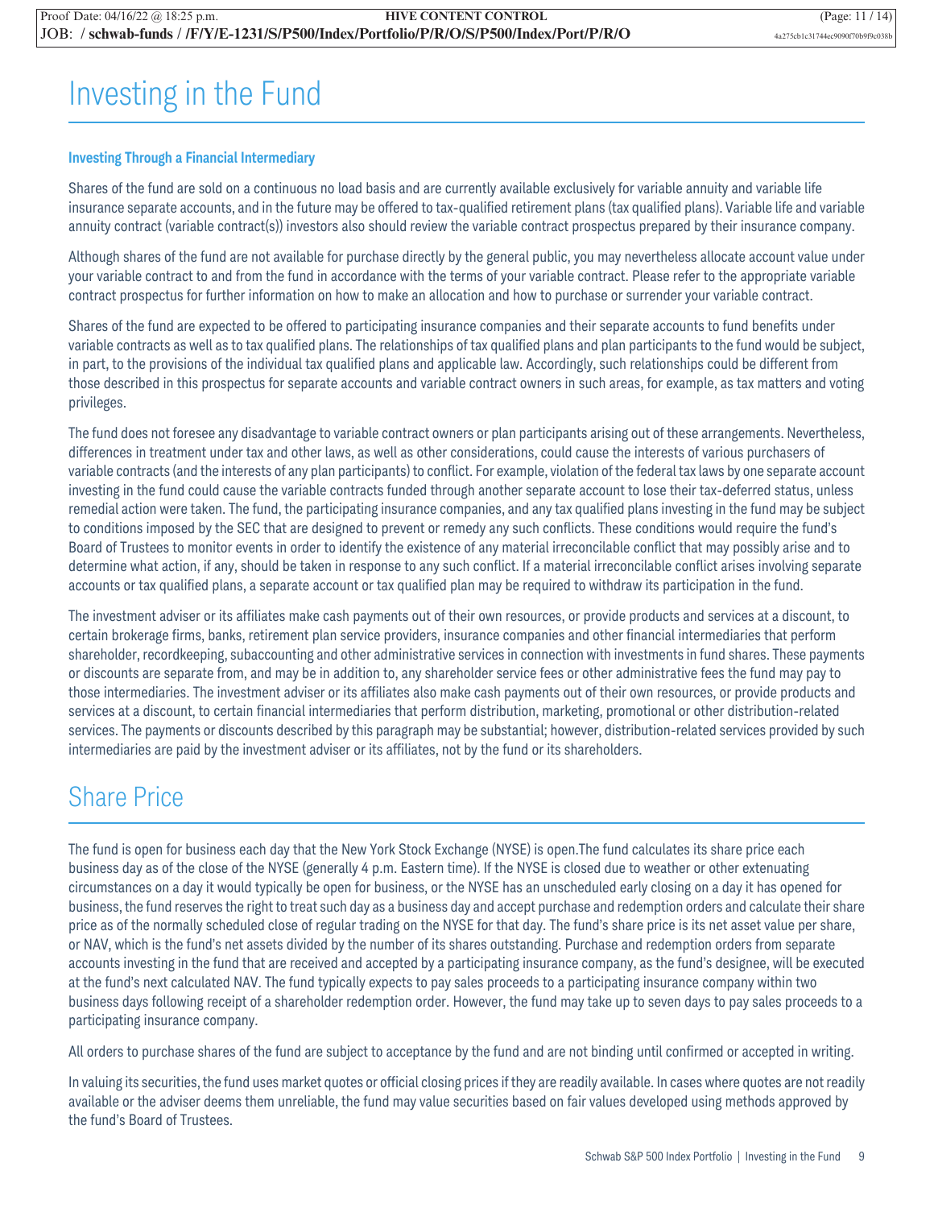# Investing in the Fund

### Investing Through a Financial Intermediary

Shares of the fund are sold on a continuous no load basis and are currently available exclusively for variable annuity and variable life insurance separate accounts, and in the future may be offered to tax-qualified retirement plans (tax qualified plans). Variable life and variable annuity contract (variable contract(s)) investors also should review the variable contract prospectus prepared by their insurance company.

Although shares of the fund are not available for purchase directly by the general public, you may nevertheless allocate account value under your variable contract to and from the fund in accordance with the terms of your variable contract. Please refer to the appropriate variable contract prospectus for further information on how to make an allocation and how to purchase or surrender your variable contract.

Shares of the fund are expected to be offered to participating insurance companies and their separate accounts to fund benefits under variable contracts as well as to tax qualified plans. The relationships of tax qualified plans and plan participants to the fund would be subject, in part, to the provisions of the individual tax qualified plans and applicable law. Accordingly, such relationships could be different from those described in this prospectus for separate accounts and variable contract owners in such areas, for example, as tax matters and voting privileges.

The fund does not foresee any disadvantage to variable contract owners or plan participants arising out of these arrangements. Nevertheless, differences in treatment under tax and other laws, as well as other considerations, could cause the interests of various purchasers of variable contracts (and the interests of any plan participants) to conflict. For example, violation of the federal tax laws by one separate account investing in the fund could cause the variable contracts funded through another separate account to lose their tax-deferred status, unless remedial action were taken. The fund, the participating insurance companies, and any tax qualified plans investing in the fund may be subject to conditions imposed by the SEC that are designed to prevent or remedy any such conflicts. These conditions would require the fund's Board of Trustees to monitor events in order to identify the existence of any material irreconcilable conflict that may possibly arise and to determine what action, if any, should be taken in response to any such conflict. If a material irreconcilable conflict arises involving separate accounts or tax qualified plans, a separate account or tax qualified plan may be required to withdraw its participation in the fund.

The investment adviser or its affiliates make cash payments out of their own resources, or provide products and services at a discount, to certain brokerage firms, banks, retirement plan service providers, insurance companies and other financial intermediaries that perform shareholder, recordkeeping, subaccounting and other administrative services in connection with investments in fund shares. These payments or discounts are separate from, and may be in addition to, any shareholder service fees or other administrative fees the fund may pay to those intermediaries. The investment adviser or its affiliates also make cash payments out of their own resources, or provide products and services at a discount, to certain financial intermediaries that perform distribution, marketing, promotional or other distribution-related services. The payments or discounts described by this paragraph may be substantial; however, distribution-related services provided by such intermediaries are paid by the investment adviser or its affiliates, not by the fund or its shareholders.

# Share Price

The fund is open for business each day that the New York Stock Exchange (NYSE) is open.The fund calculates its share price each business day as of the close of the NYSE (generally 4 p.m. Eastern time). If the NYSE is closed due to weather or other extenuating circumstances on a day it would typically be open for business, or the NYSE has an unscheduled early closing on a day it has opened for business, the fund reserves the right to treat such day as a business day and accept purchase and redemption orders and calculate their share price as of the normally scheduled close of regular trading on the NYSE for that day. The fund's share price is its net asset value per share, or NAV, which is the fund's net assets divided by the number of its shares outstanding. Purchase and redemption orders from separate accounts investing in the fund that are received and accepted by a participating insurance company, as the fund's designee, will be executed at the fund's next calculated NAV. The fund typically expects to pay sales proceeds to a participating insurance company within two business days following receipt of a shareholder redemption order. However, the fund may take up to seven days to pay sales proceeds to a participating insurance company.

All orders to purchase shares of the fund are subject to acceptance by the fund and are not binding until confirmed or accepted in writing.

In valuing its securities, the fund uses market quotes or official closing prices if they are readily available. In cases where quotes are not readily available or the adviser deems them unreliable, the fund may value securities based on fair values developed using methods approved by the fund's Board of Trustees.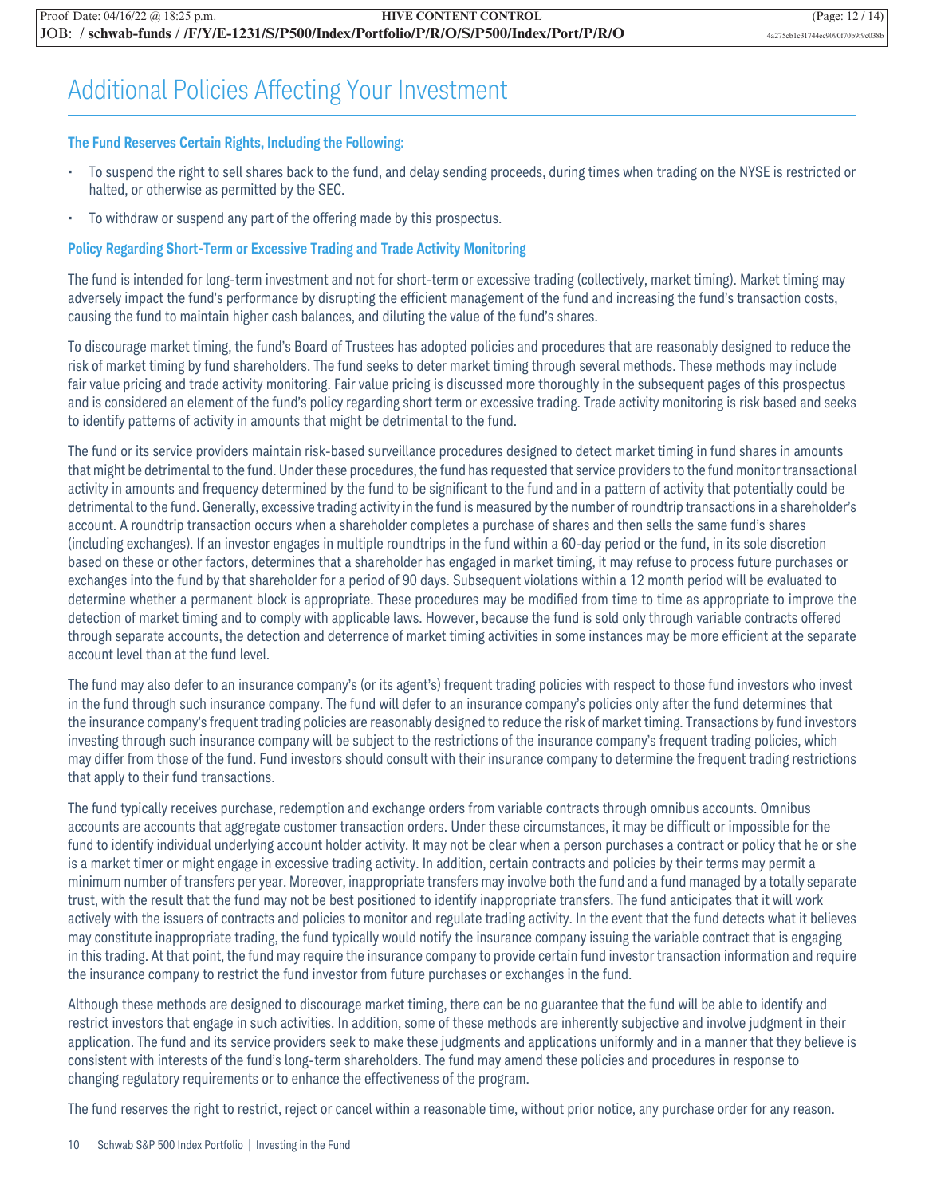# Additional Policies Affecting Your Investment

### The Fund Reserves Certain Rights, Including the Following:

- To suspend the right to sell shares back to the fund, and delay sending proceeds, during times when trading on the NYSE is restricted or halted, or otherwise as permitted by the SEC.
- To withdraw or suspend any part of the offering made by this prospectus.

### Policy Regarding Short-Term or Excessive Trading and Trade Activity Monitoring

The fund is intended for long-term investment and not for short-term or excessive trading (collectively, market timing). Market timing may adversely impact the fund's performance by disrupting the efficient management of the fund and increasing the fund's transaction costs, causing the fund to maintain higher cash balances, and diluting the value of the fund's shares.

To discourage market timing, the fund's Board of Trustees has adopted policies and procedures that are reasonably designed to reduce the risk of market timing by fund shareholders. The fund seeks to deter market timing through several methods. These methods may include fair value pricing and trade activity monitoring. Fair value pricing is discussed more thoroughly in the subsequent pages of this prospectus and is considered an element of the fund's policy regarding short term or excessive trading. Trade activity monitoring is risk based and seeks to identify patterns of activity in amounts that might be detrimental to the fund.

The fund or its service providers maintain risk-based surveillance procedures designed to detect market timing in fund shares in amounts that might be detrimental to the fund. Under these procedures, the fund has requested that service providers to the fund monitor transactional activity in amounts and frequency determined by the fund to be significant to the fund and in a pattern of activity that potentially could be detrimental to the fund. Generally, excessive trading activity in the fund is measured by the number of roundtrip transactions in a shareholder's account. A roundtrip transaction occurs when a shareholder completes a purchase of shares and then sells the same fund's shares (including exchanges). If an investor engages in multiple roundtrips in the fund within a 60-day period or the fund, in its sole discretion based on these or other factors, determines that a shareholder has engaged in market timing, it may refuse to process future purchases or exchanges into the fund by that shareholder for a period of 90 days. Subsequent violations within a 12 month period will be evaluated to determine whether a permanent block is appropriate. These procedures may be modified from time to time as appropriate to improve the detection of market timing and to comply with applicable laws. However, because the fund is sold only through variable contracts offered through separate accounts, the detection and deterrence of market timing activities in some instances may be more efficient at the separate account level than at the fund level.

The fund may also defer to an insurance company's (or its agent's) frequent trading policies with respect to those fund investors who invest in the fund through such insurance company. The fund will defer to an insurance company's policies only after the fund determines that the insurance company's frequent trading policies are reasonably designed to reduce the risk of market timing. Transactions by fund investors investing through such insurance company will be subject to the restrictions of the insurance company's frequent trading policies, which may differ from those of the fund. Fund investors should consult with their insurance company to determine the frequent trading restrictions that apply to their fund transactions.

The fund typically receives purchase, redemption and exchange orders from variable contracts through omnibus accounts. Omnibus accounts are accounts that aggregate customer transaction orders. Under these circumstances, it may be difficult or impossible for the fund to identify individual underlying account holder activity. It may not be clear when a person purchases a contract or policy that he or she is a market timer or might engage in excessive trading activity. In addition, certain contracts and policies by their terms may permit a minimum number of transfers per year. Moreover, inappropriate transfers may involve both the fund and a fund managed by a totally separate trust, with the result that the fund may not be best positioned to identify inappropriate transfers. The fund anticipates that it will work actively with the issuers of contracts and policies to monitor and regulate trading activity. In the event that the fund detects what it believes may constitute inappropriate trading, the fund typically would notify the insurance company issuing the variable contract that is engaging in this trading. At that point, the fund may require the insurance company to provide certain fund investor transaction information and require the insurance company to restrict the fund investor from future purchases or exchanges in the fund.

Although these methods are designed to discourage market timing, there can be no guarantee that the fund will be able to identify and restrict investors that engage in such activities. In addition, some of these methods are inherently subjective and involve judgment in their application. The fund and its service providers seek to make these judgments and applications uniformly and in a manner that they believe is consistent with interests of the fund's long-term shareholders. The fund may amend these policies and procedures in response to changing regulatory requirements or to enhance the effectiveness of the program.

The fund reserves the right to restrict, reject or cancel within a reasonable time, without prior notice, any purchase order for any reason.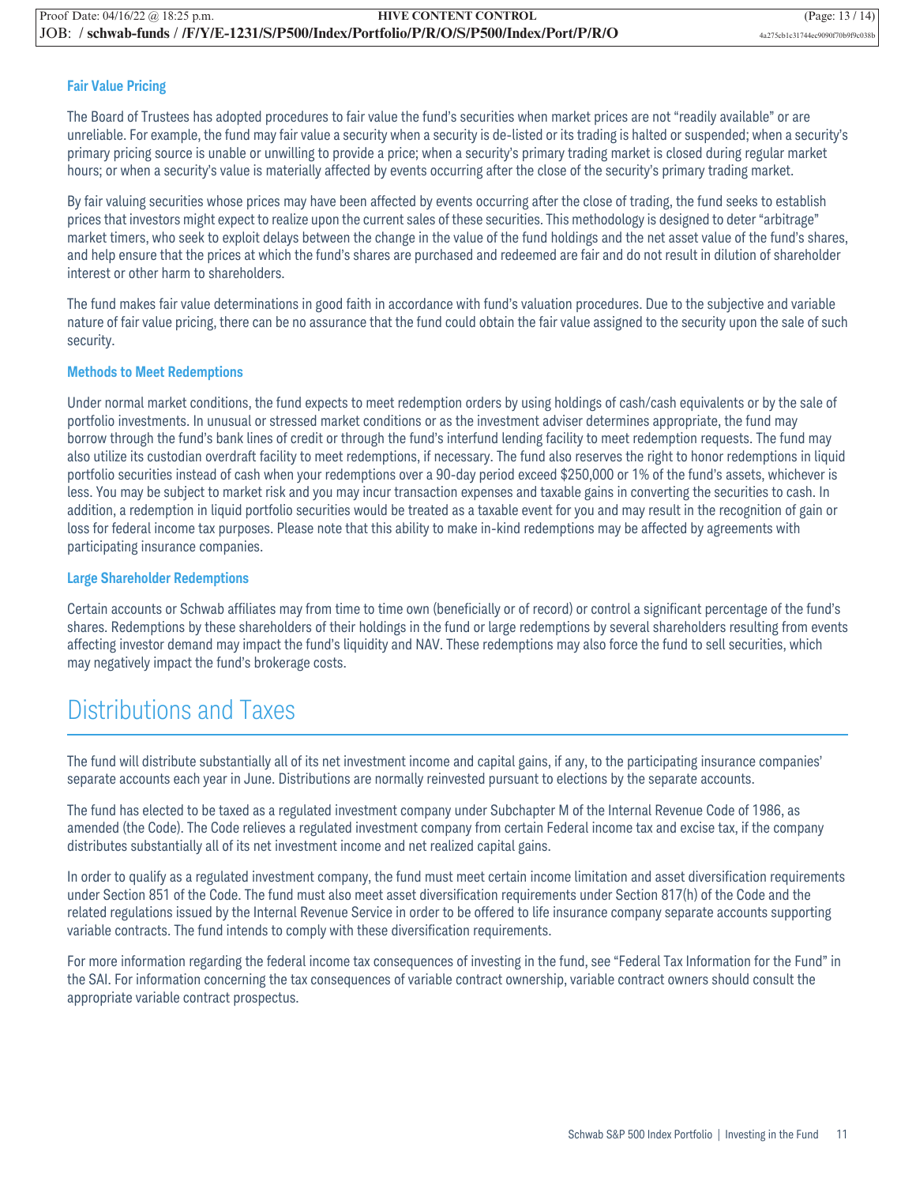### Fair Value Pricing

The Board of Trustees has adopted procedures to fair value the fund's securities when market prices are not "readily available" or are unreliable. For example, the fund may fair value a security when a security is de-listed or its trading is halted or suspended; when a security's primary pricing source is unable or unwilling to provide a price; when a security's primary trading market is closed during regular market hours; or when a security's value is materially affected by events occurring after the close of the security's primary trading market.

By fair valuing securities whose prices may have been affected by events occurring after the close of trading, the fund seeks to establish prices that investors might expect to realize upon the current sales of these securities. This methodology is designed to deter "arbitrage" market timers, who seek to exploit delays between the change in the value of the fund holdings and the net asset value of the fund's shares, and help ensure that the prices at which the fund's shares are purchased and redeemed are fair and do not result in dilution of shareholder interest or other harm to shareholders.

The fund makes fair value determinations in good faith in accordance with fund's valuation procedures. Due to the subjective and variable nature of fair value pricing, there can be no assurance that the fund could obtain the fair value assigned to the security upon the sale of such security.

### Methods to Meet Redemptions

Under normal market conditions, the fund expects to meet redemption orders by using holdings of cash/cash equivalents or by the sale of portfolio investments. In unusual or stressed market conditions or as the investment adviser determines appropriate, the fund may borrow through the fund's bank lines of credit or through the fund's interfund lending facility to meet redemption requests. The fund may also utilize its custodian overdraft facility to meet redemptions, if necessary. The fund also reserves the right to honor redemptions in liquid portfolio securities instead of cash when your redemptions over a 90-day period exceed $250,000 or 1% of the fund's assets, whichever is less. You may be subject to market risk and you may incur transaction expenses and taxable gains in converting the securities to cash. In addition, a redemption in liquid portfolio securities would be treated as a taxable event for you and may result in the recognition of gain or loss for federal income tax purposes. Please note that this ability to make in-kind redemptions may be affected by agreements with participating insurance companies.

### Large Shareholder Redemptions

Certain accounts or Schwab affiliates may from time to time own (beneficially or of record) or control a significant percentage of the fund's shares. Redemptions by these shareholders of their holdings in the fund or large redemptions by several shareholders resulting from events affecting investor demand may impact the fund's liquidity and NAV. These redemptions may also force the fund to sell securities, which may negatively impact the fund's brokerage costs.

## Distributions and Taxes

The fund will distribute substantially all of its net investment income and capital gains, if any, to the participating insurance companies' separate accounts each year in June. Distributions are normally reinvested pursuant to elections by the separate accounts.

The fund has elected to be taxed as a regulated investment company under Subchapter M of the Internal Revenue Code of 1986, as amended (the Code). The Code relieves a regulated investment company from certain Federal income tax and excise tax, if the company distributes substantially all of its net investment income and net realized capital gains.

In order to qualify as a regulated investment company, the fund must meet certain income limitation and asset diversification requirements under Section 851 of the Code. The fund must also meet asset diversification requirements under Section 817(h) of the Code and the related regulations issued by the Internal Revenue Service in order to be offered to life insurance company separate accounts supporting variable contracts. The fund intends to comply with these diversification requirements.

For more information regarding the federal income tax consequences of investing in the fund, see "Federal Tax Information for the Fund" in the SAI. For information concerning the tax consequences of variable contract ownership, variable contract owners should consult the appropriate variable contract prospectus.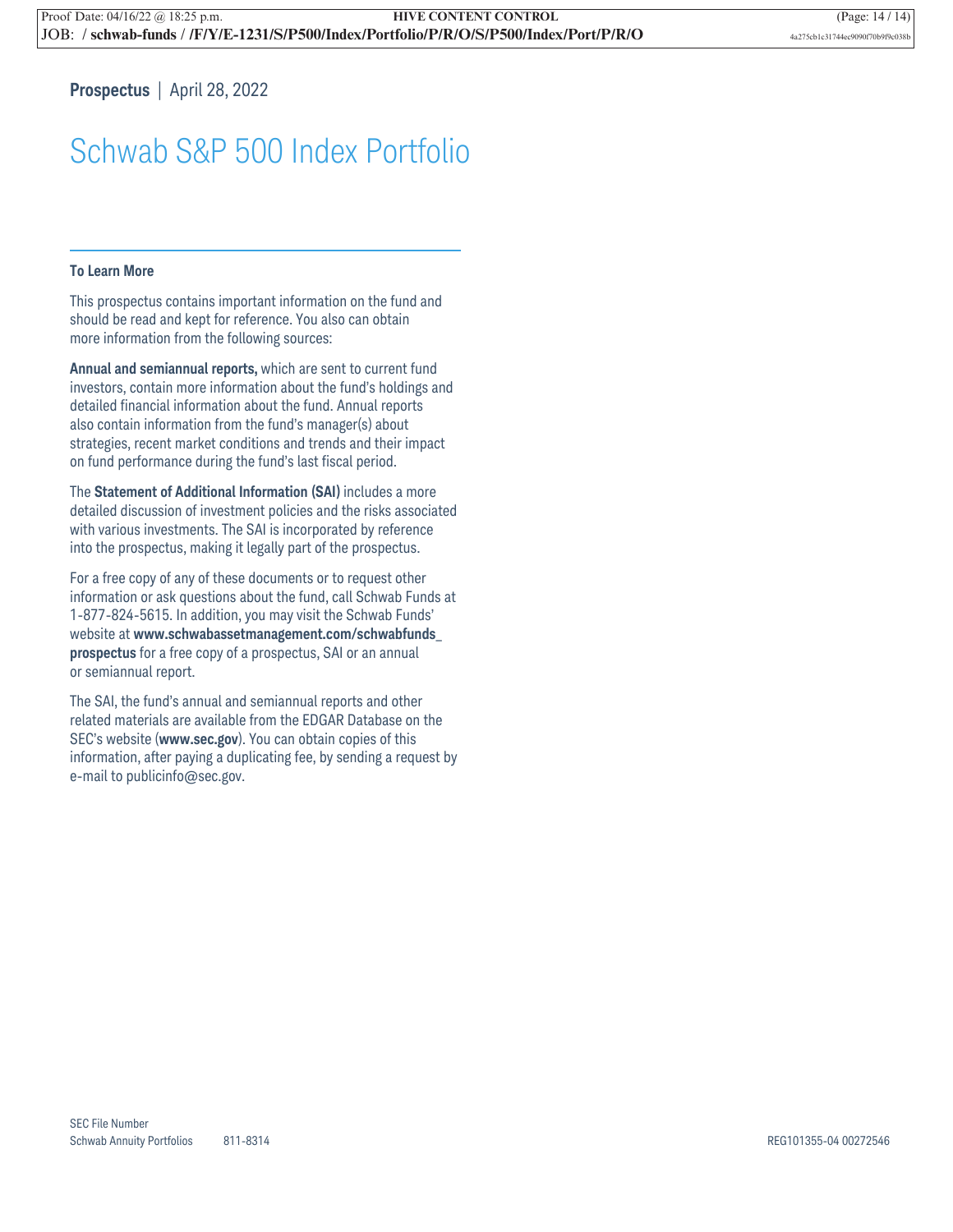**Prospectus** | April 28, 2022

# Schwab S&P 500 Index Portfolio

### To Learn More

This prospectus contains important information on the fund and should be read and kept for reference. You also can obtain more information from the following sources:

**Annual and semiannual reports,** which are sent to current fund investors, contain more information about the fund's holdings and detailed financial information about the fund. Annual reports also contain information from the fund's manager(s) about strategies, recent market conditions and trends and their impact on fund performance during the fund's last fiscal period.

The **Statement of Additional Information (SAI)** includes a more detailed discussion of investment policies and the risks associated with various investments. The SAI is incorporated by reference into the prospectus, making it legally part of the prospectus.

For a free copy of any of these documents or to request other information or ask questions about the fund, call Schwab Funds at 1-877-824-5615. In addition, you may visit the Schwab Funds' website at **www.schwabassetmanagement.com/schwabfunds_prospectus** for a free copy of a prospectus, SAI or an annual or semiannual report.

The SAI, the fund's annual and semiannual reports and other related materials are available from the EDGAR Database on the SEC's website (**www.sec.gov**). You can obtain copies of this information, after paying a duplicating fee, by sending a request by e-mail to publicinfo@sec.gov.

SEC File Number
Schwab Annuity Portfolios 811-8314

REG101355-04 00272546